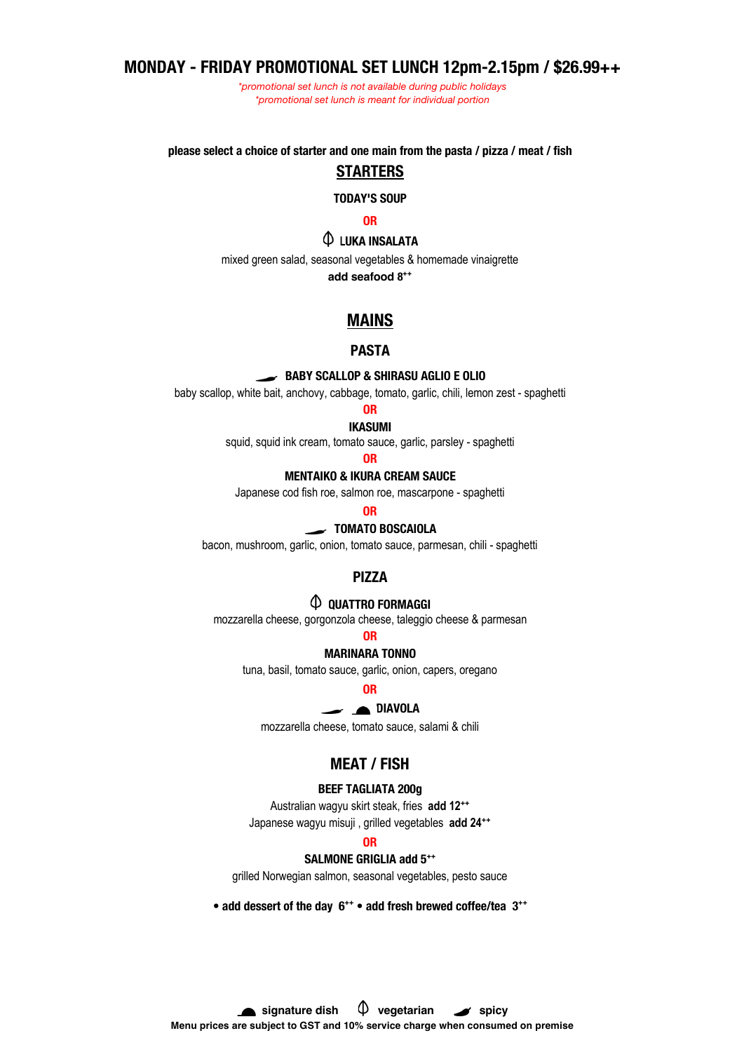# MONDAY - FRIDAY PROMOTIONAL SET LUNCH 12pm-2.15pm / $26.99++

*\*promotional set lunch is not available during public holidays*
*\*promotional set lunch is meant for individual portion*

**please select a choice of starter and one main from the pasta / pizza / meat / fish**

## STARTERS

**TODAY'S SOUP**

**OR**

**LUKA INSALATA**
mixed green salad, seasonal vegetables & homemade vinaigrette
**add seafood 8++**

## MAINS

### PASTA

**BABY SCALLOP & SHIRASU AGLIO E OLIO** (spicy)
baby scallop, white bait, anchovy, cabbage, tomato, garlic, chili, lemon zest - spaghetti

**OR**

**IKASUMI**
squid, squid ink cream, tomato sauce, garlic, parsley - spaghetti

**OR**

**MENTAIKO & IKURA CREAM SAUCE**
Japanese cod fish roe, salmon roe, mascarpone - spaghetti

**OR**

**TOMATO BOSCAIOLA** (spicy)
bacon, mushroom, garlic, onion, tomato sauce, parmesan, chili - spaghetti

### PIZZA

**QUATTRO FORMAGGI** (vegetarian)
mozzarella cheese, gorgonzola cheese, taleggio cheese & parmesan

**OR**

**MARINARA TONNO**
tuna, basil, tomato sauce, garlic, onion, capers, oregano

**OR**

**DIAVOLA** (spicy, signature dish)
mozzarella cheese, tomato sauce, salami & chili

### MEAT / FISH

**BEEF TAGLIATA 200g**
Australian wagyu skirt steak, fries **add 12++**
Japanese wagyu misuji , grilled vegetables **add 24++**

**OR**

**SALMONE GRIGLIA add 5++**
grilled Norwegian salmon, seasonal vegetables, pesto sauce

**• add dessert of the day 6++ • add fresh brewed coffee/tea 3++**

signature dish | vegetarian | spicy

**Menu prices are subject to GST and 10% service charge when consumed on premise**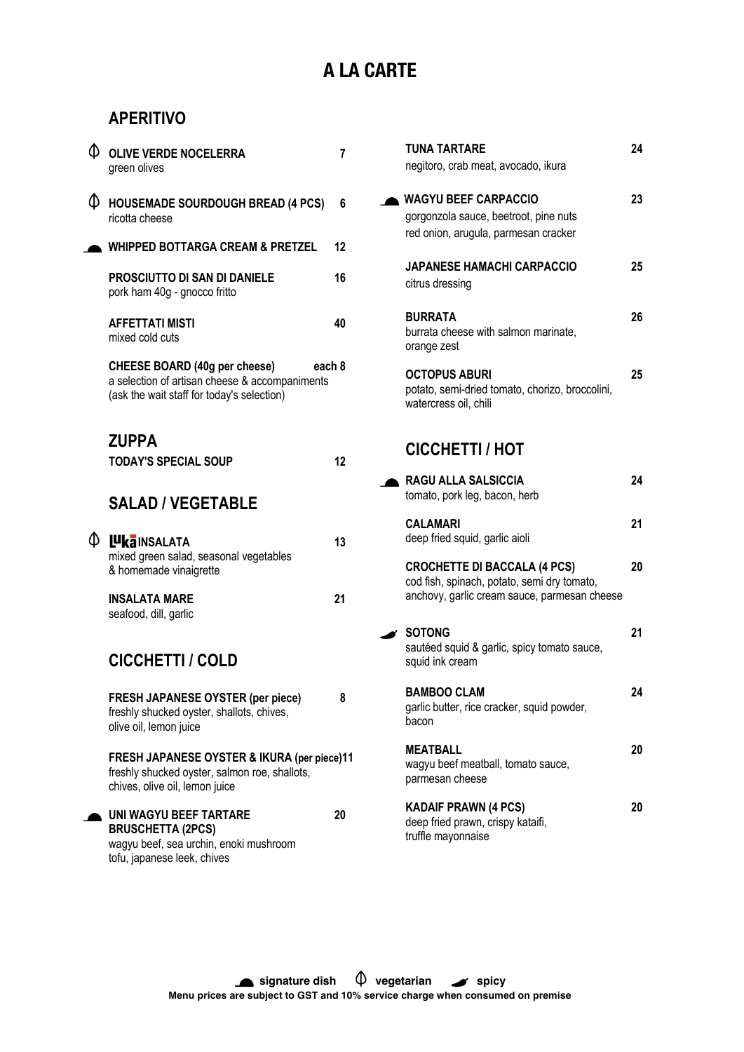# A LA CARTE

## APERITIVO

**OLIVE VERDE NOCELERRA** (vegetarian) — 7
green olives

**HOUSEMADE SOURDOUGH BREAD (4 PCS)** (vegetarian) — 6
ricotta cheese

**WHIPPED BOTTARGA CREAM & PRETZEL** (signature dish) — 12

**PROSCIUTTO DI SAN DI DANIELE** — 16
pork ham 40g - gnocco fritto

**AFFETTATI MISTI** — 40
mixed cold cuts

**CHEESE BOARD (40g per cheese)** — each 8
a selection of artisan cheese & accompaniments
(ask the wait staff for today's selection)

## ZUPPA

**TODAY'S SPECIAL SOUP** — 12

## SALAD / VEGETABLE

**Luka INSALATA** (vegetarian) — 13
mixed green salad, seasonal vegetables
& homemade vinaigrette

**INSALATA MARE** — 21
seafood, dill, garlic

## CICCHETTI / COLD

**FRESH JAPANESE OYSTER (per piece)** — 8
freshly shucked oyster, shallots, chives,
olive oil, lemon juice

**FRESH JAPANESE OYSTER & IKURA (per piece)** — 11
freshly shucked oyster, salmon roe, shallots,
chives, olive oil, lemon juice

**UNI WAGYU BEEF TARTARE BRUSCHETTA (2PCS)** (signature dish) — 20
wagyu beef, sea urchin, enoki mushroom
tofu, japanese leek, chives

**TUNA TARTARE** — 24
negitoro, crab meat, avocado, ikura

**WAGYU BEEF CARPACCIO** (signature dish) — 23
gorgonzola sauce, beetroot, pine nuts
red onion, arugula, parmesan cracker

**JAPANESE HAMACHI CARPACCIO** — 25
citrus dressing

**BURRATA** — 26
burrata cheese with salmon marinate,
orange zest

**OCTOPUS ABURI** — 25
potato, semi-dried tomato, chorizo, broccolini,
watercress oil, chili

## CICCHETTI / HOT

**RAGU ALLA SALSICCIA** (signature dish) — 24
tomato, pork leg, bacon, herb

**CALAMARI** — 21
deep fried squid, garlic aioli

**CROCHETTE DI BACCALA (4 PCS)** — 20
cod fish, spinach, potato, semi dry tomato,
anchovy, garlic cream sauce, parmesan cheese

**SOTONG** (spicy) — 21
sautéed squid & garlic, spicy tomato sauce,
squid ink cream

**BAMBOO CLAM** — 24
garlic butter, rice cracker, squid powder,
bacon

**MEATBALL** — 20
wagyu beef meatball, tomato sauce,
parmesan cheese

**KADAIF PRAWN (4 PCS)** — 20
deep fried prawn, crispy kataifi,
truffle mayonnaise

signature dish | vegetarian | spicy

Menu prices are subject to GST and 10% service charge when consumed on premise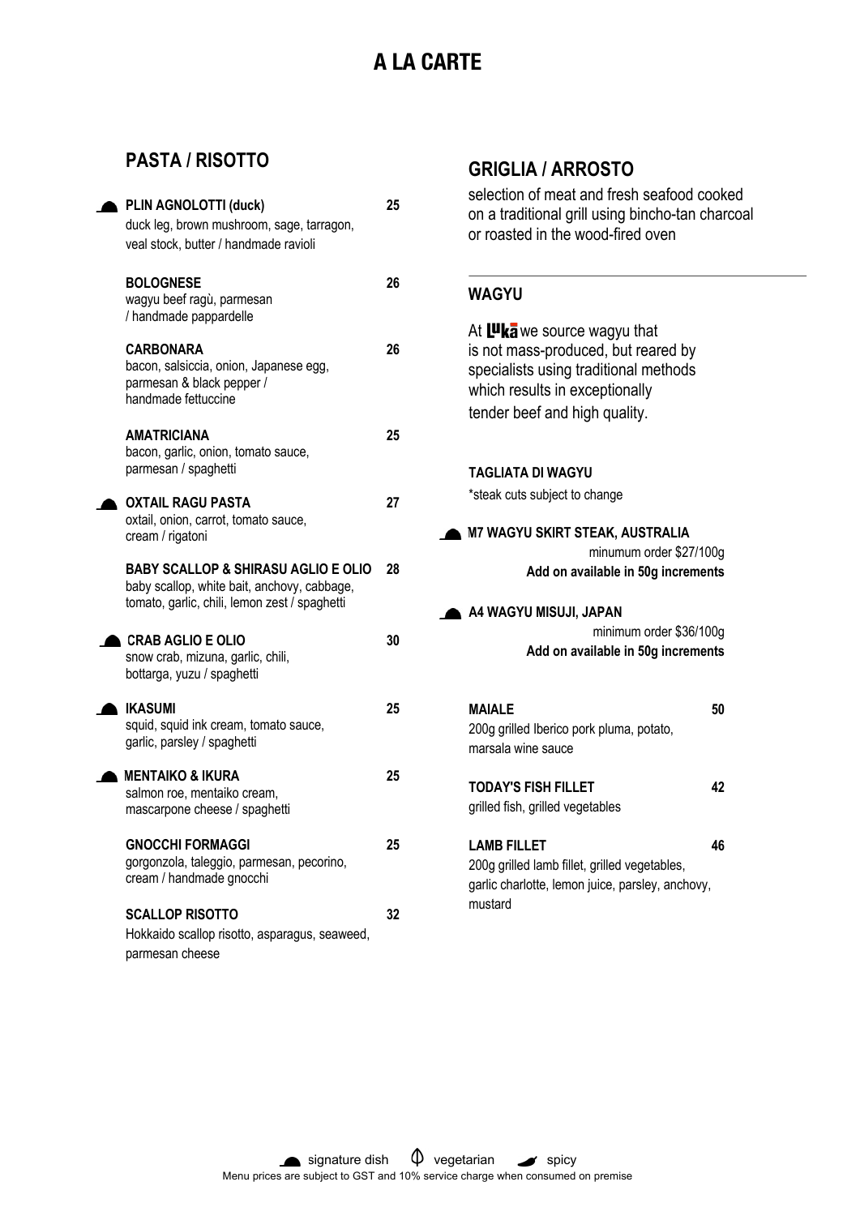# A LA CARTE

## PASTA / RISOTTO

**PLIN AGNOLOTTI (duck)** — 25
duck leg, brown mushroom, sage, tarragon, veal stock, butter / handmade ravioli

**BOLOGNESE** — 26
wagyu beef ragù, parmesan / handmade pappardelle

**CARBONARA** — 26
bacon, salsiccia, onion, Japanese egg, parmesan & black pepper / handmade fettuccine

**AMATRICIANA** — 25
bacon, garlic, onion, tomato sauce, parmesan / spaghetti

**OXTAIL RAGU PASTA** — 27
oxtail, onion, carrot, tomato sauce, cream / rigatoni

**BABY SCALLOP & SHIRASU AGLIO E OLIO** — 28
baby scallop, white bait, anchovy, cabbage, tomato, garlic, chili, lemon zest / spaghetti

**CRAB AGLIO E OLIO** — 30
snow crab, mizuna, garlic, chili, bottarga, yuzu / spaghetti

**IKASUMI** — 25
squid, squid ink cream, tomato sauce, garlic, parsley / spaghetti

**MENTAIKO & IKURA** — 25
salmon roe, mentaiko cream, mascarpone cheese / spaghetti

**GNOCCHI FORMAGGI** — 25
gorgonzola, taleggio, parmesan, pecorino, cream / handmade gnocchi

**SCALLOP RISOTTO** — 32
Hokkaido scallop risotto, asparagus, seaweed, parmesan cheese

## GRIGLIA / ARROSTO

selection of meat and fresh seafood cooked on a traditional grill using bincho-tan charcoal or roasted in the wood-fired oven

### WAGYU

At Luka we source wagyu that is not mass-produced, but reared by specialists using traditional methods which results in exceptionally tender beef and high quality.

**TAGLIATA DI WAGYU**
*steak cuts subject to change

**M7 WAGYU SKIRT STEAK, AUSTRALIA**
minumum order $27/100g
**Add on available in 50g increments**

**A4 WAGYU MISUJI, JAPAN**
minimum order $36/100g
**Add on available in 50g increments**

**MAIALE** — 50
200g grilled Iberico pork pluma, potato, marsala wine sauce

**TODAY'S FISH FILLET** — 42
grilled fish, grilled vegetables

**LAMB FILLET** — 46
200g grilled lamb fillet, grilled vegetables, garlic charlotte, lemon juice, parsley, anchovy, mustard

signature dish · vegetarian · spicy

Menu prices are subject to GST and 10% service charge when consumed on premise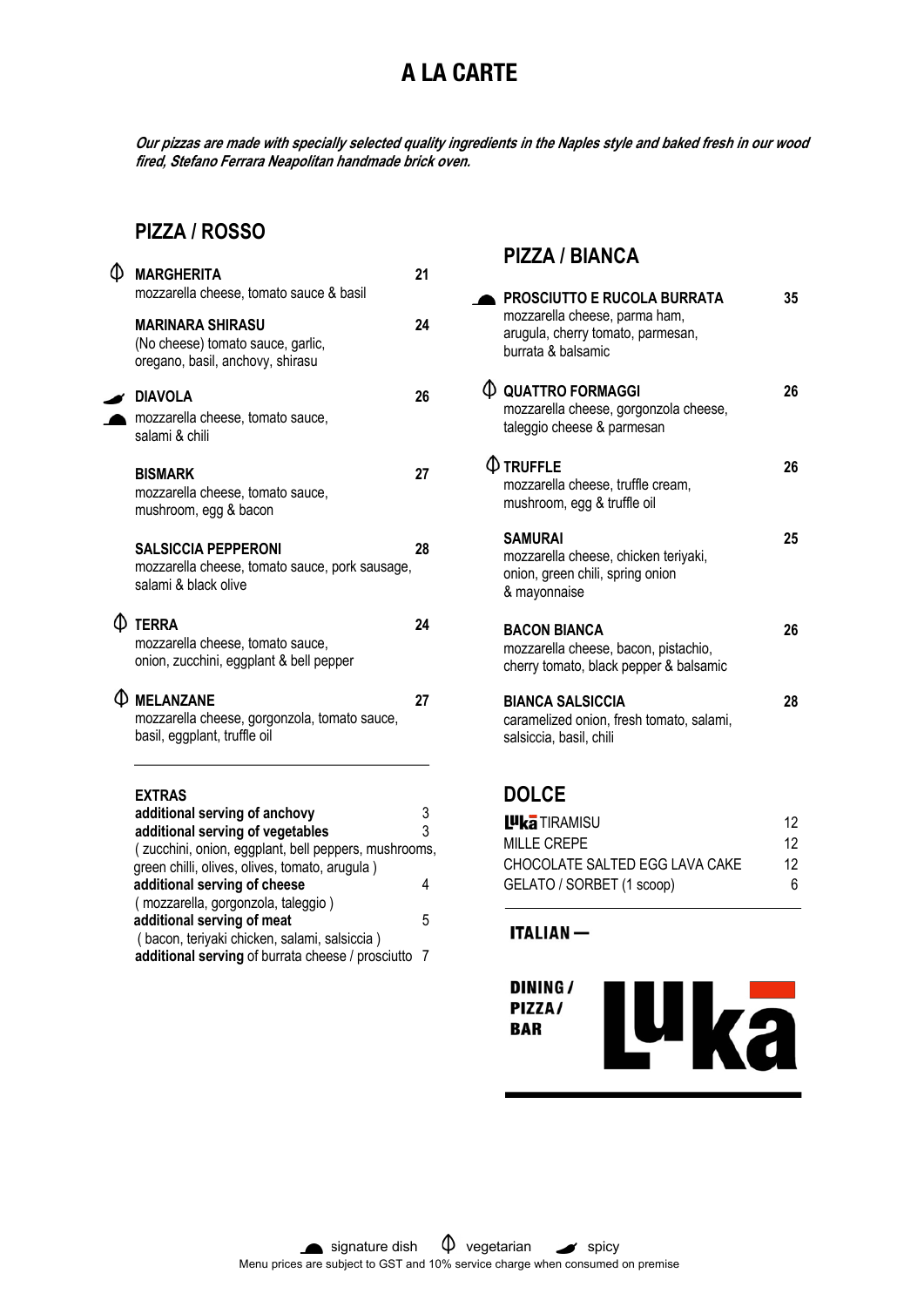# A LA CARTE

***Our pizzas are made with specially selected quality ingredients in the Naples style and baked fresh in our wood fired, Stefano Ferrara Neapolitan handmade brick oven.***

## PIZZA / ROSSO

**MARGHERITA** (vegetarian) — 21
mozzarella cheese, tomato sauce & basil

**MARINARA SHIRASU** — 24
(No cheese) tomato sauce, garlic, oregano, basil, anchovy, shirasu

**DIAVOLA** (spicy, signature dish) — 26
mozzarella cheese, tomato sauce, salami & chili

**BISMARK** — 27
mozzarella cheese, tomato sauce, mushroom, egg & bacon

**SALSICCIA PEPPERONI** — 28
mozzarella cheese, tomato sauce, pork sausage, salami & black olive

**TERRA** (vegetarian) — 24
mozzarella cheese, tomato sauce, onion, zucchini, eggplant & bell pepper

**MELANZANE** (vegetarian) — 27
mozzarella cheese, gorgonzola, tomato sauce, basil, eggplant, truffle oil

### EXTRAS

| | |
|---|---|
| **additional serving of anchovy** | 3 |
| **additional serving of vegetables** ( zucchini, onion, eggplant, bell peppers, mushrooms, green chilli, olives, olives, tomato, arugula ) | 3 |
| **additional serving of cheese** ( mozzarella, gorgonzola, taleggio ) | 4 |
| **additional serving of meat** ( bacon, teriyaki chicken, salami, salsiccia ) | 5 |
| **additional serving** of burrata cheese / prosciutto | 7 |

## PIZZA / BIANCA

**PROSCIUTTO E RUCOLA BURRATA** (signature dish) — 35
mozzarella cheese, parma ham, arugula, cherry tomato, parmesan, burrata & balsamic

**QUATTRO FORMAGGI** (vegetarian) — 26
mozzarella cheese, gorgonzola cheese, taleggio cheese & parmesan

**TRUFFLE** (vegetarian) — 26
mozzarella cheese, truffle cream, mushroom, egg & truffle oil

**SAMURAI** — 25
mozzarella cheese, chicken teriyaki, onion, green chili, spring onion & mayonnaise

**BACON BIANCA** — 26
mozzarella cheese, bacon, pistachio, cherry tomato, black pepper & balsamic

**BIANCA SALSICCIA** — 28
caramelized onion, fresh tomato, salami, salsiccia, basil, chili

## DOLCE

| | |
|---|---|
| Luka TIRAMISU | 12 |
| MILLE CREPE | 12 |
| CHOCOLATE SALTED EGG LAVA CAKE | 12 |
| GELATO / SORBET (1 scoop) | 6 |

**ITALIAN —**

**DINING / PIZZA / BAR**

**Luka**

signature dish · vegetarian · spicy

Menu prices are subject to GST and 10% service charge when consumed on premise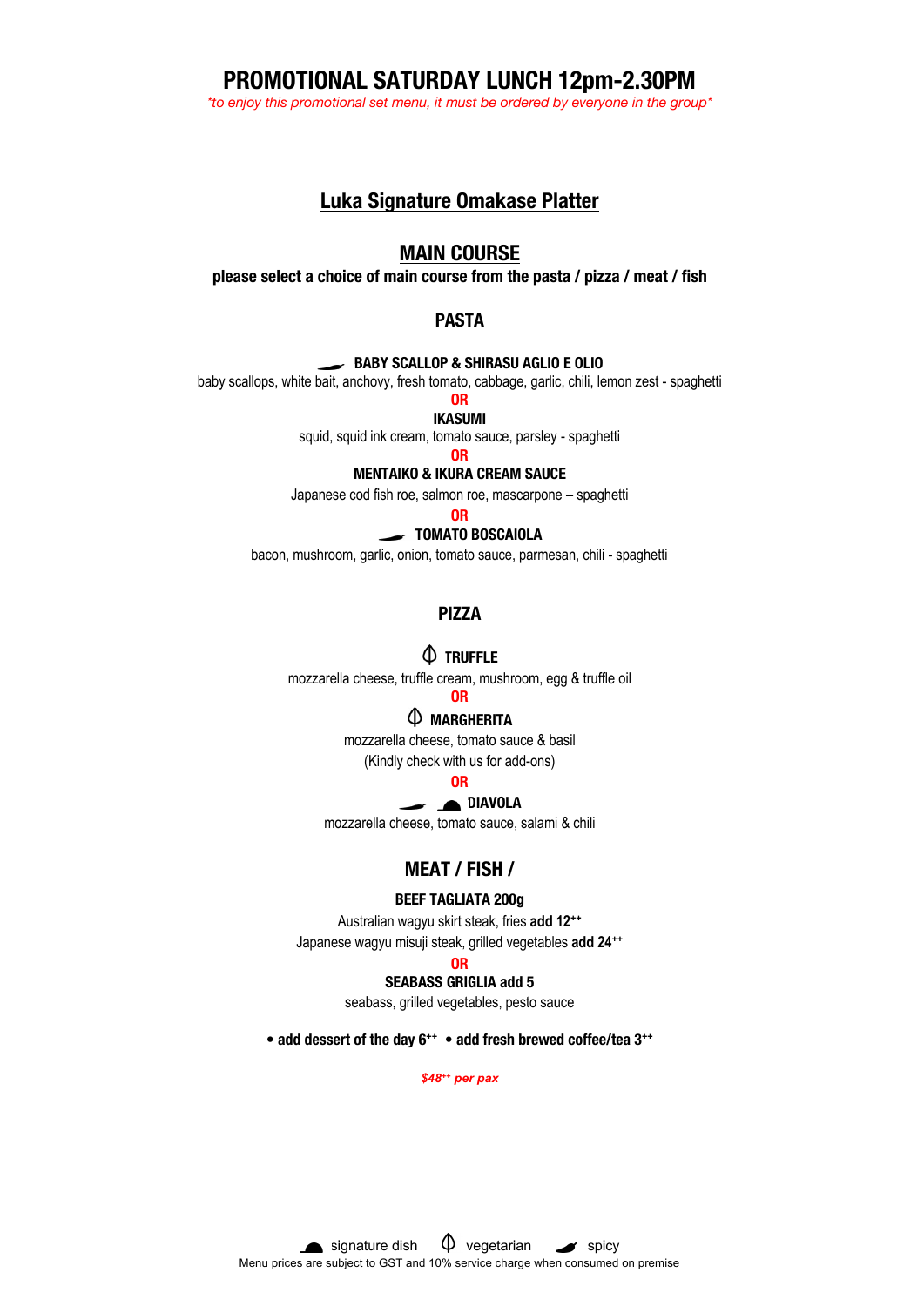# PROMOTIONAL SATURDAY LUNCH 12pm-2.30PM

*\*to enjoy this promotional set menu, it must be ordered by everyone in the group\**

## Luka Signature Omakase Platter

## MAIN COURSE

**please select a choice of main course from the pasta / pizza / meat / fish**

### PASTA

**BABY SCALLOP & SHIRASU AGLIO E OLIO**
baby scallops, white bait, anchovy, fresh tomato, cabbage, garlic, chili, lemon zest - spaghetti

**OR**

**IKASUMI**
squid, squid ink cream, tomato sauce, parsley - spaghetti

**OR**

**MENTAIKO & IKURA CREAM SAUCE**
Japanese cod fish roe, salmon roe, mascarpone – spaghetti

**OR**

**TOMATO BOSCAIOLA**
bacon, mushroom, garlic, onion, tomato sauce, parmesan, chili - spaghetti

### PIZZA

**TRUFFLE**
mozzarella cheese, truffle cream, mushroom, egg & truffle oil

**OR**

**MARGHERITA**
mozzarella cheese, tomato sauce & basil
(Kindly check with us for add-ons)

**OR**

**DIAVOLA**
mozzarella cheese, tomato sauce, salami & chili

### MEAT / FISH /

**BEEF TAGLIATA 200g**
Australian wagyu skirt steak, fries **add 12++**
Japanese wagyu misuji steak, grilled vegetables **add 24++**

**OR**

**SEABASS GRIGLIA add 5**
seabass, grilled vegetables, pesto sauce

**• add dessert of the day 6++ • add fresh brewed coffee/tea 3++**

***$48++ per pax***

signature dish   vegetarian   spicy

Menu prices are subject to GST and 10% service charge when consumed on premise